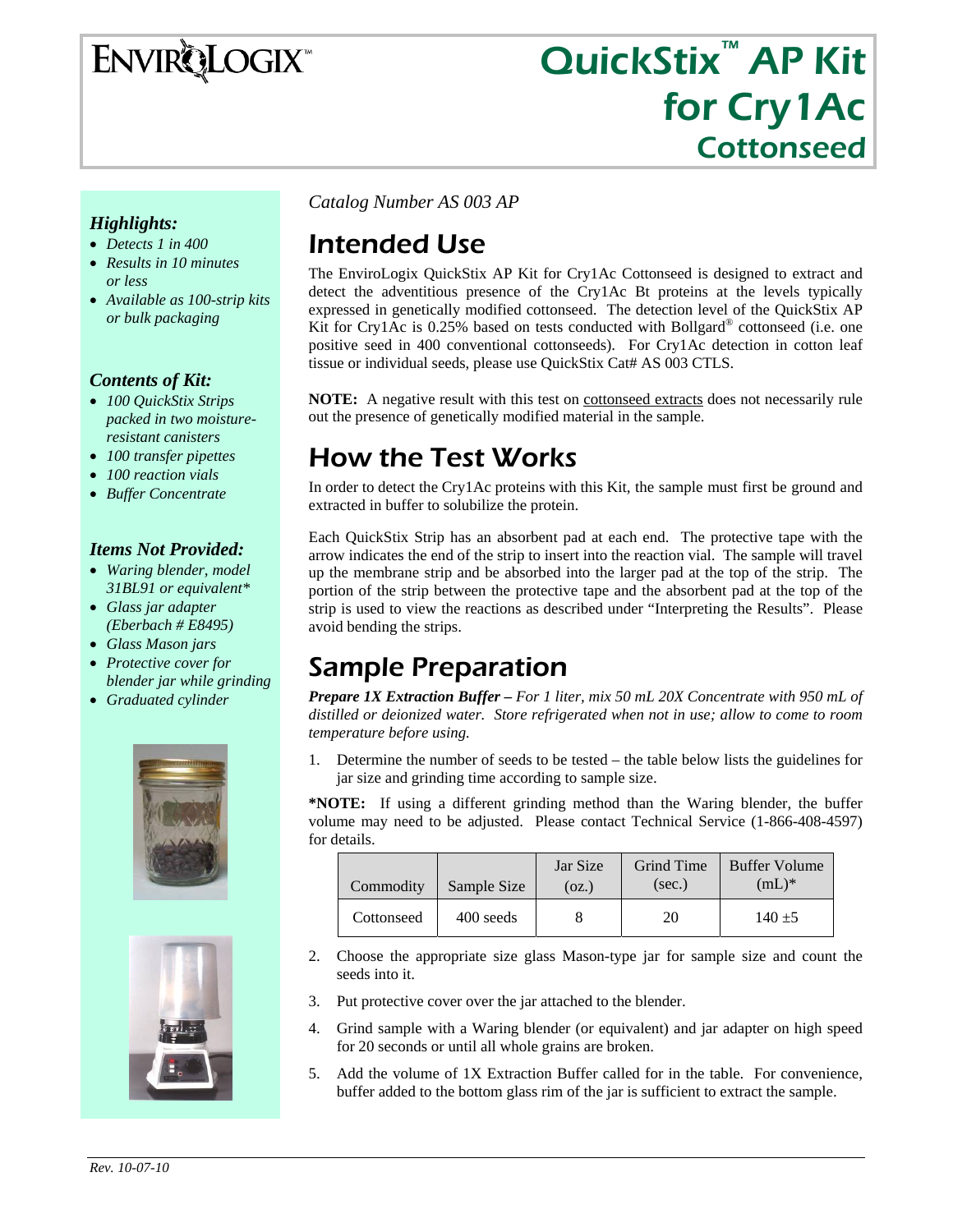ENVIROLOGIX™

# QuickStix™ AP Kit for Cry1Ac Cottonseed

### *Highlights:*

- *Detects 1 in 400*
- *Results in 10 minutes or less*
- *Available as 100-strip kits or bulk packaging*

### *Contents of Kit:*

- *100 QuickStix Strips packed in two moisture-resistant canisters*
- *100 transfer pipettes*
- *100 reaction vials*
- *Buffer Concentrate*

### *Items Not Provided:*

- *Waring blender, model 31BL91 or equivalent**
- *Glass jar adapter (Eberbach # E8495)*
- *Glass Mason jars*
- *Protective cover for blender jar while grinding*
- *Graduated cylinder*

*Catalog Number AS 003 AP*

## Intended Use

The EnviroLogix QuickStix AP Kit for Cry1Ac Cottonseed is designed to extract and detect the adventitious presence of the Cry1Ac Bt proteins at the levels typically expressed in genetically modified cottonseed. The detection level of the QuickStix AP Kit for Cry1Ac is 0.25% based on tests conducted with Bollgard® cottonseed (i.e. one positive seed in 400 conventional cottonseeds). For Cry1Ac detection in cotton leaf tissue or individual seeds, please use QuickStix Cat# AS 003 CTLS.

**NOTE:** A negative result with this test on cottonseed extracts does not necessarily rule out the presence of genetically modified material in the sample.

## How the Test Works

In order to detect the Cry1Ac proteins with this Kit, the sample must first be ground and extracted in buffer to solubilize the protein.

Each QuickStix Strip has an absorbent pad at each end. The protective tape with the arrow indicates the end of the strip to insert into the reaction vial. The sample will travel up the membrane strip and be absorbed into the larger pad at the top of the strip. The portion of the strip between the protective tape and the absorbent pad at the top of the strip is used to view the reactions as described under "Interpreting the Results". Please avoid bending the strips.

## Sample Preparation

***Prepare 1X Extraction Buffer –*** *For 1 liter, mix 50 mL 20X Concentrate with 950 mL of distilled or deionized water. Store refrigerated when not in use; allow to come to room temperature before using.*

1. Determine the number of seeds to be tested – the table below lists the guidelines for jar size and grinding time according to sample size.

***NOTE:** If using a different grinding method than the Waring blender, the buffer volume may need to be adjusted. Please contact Technical Service (1-866-408-4597) for details.

| Commodity | Sample Size | Jar Size (oz.) | Grind Time (sec.) | Buffer Volume (mL)* |
|---|---|---|---|---|
| Cottonseed | 400 seeds | 8 | 20 | 140 ±5 |

2. Choose the appropriate size glass Mason-type jar for sample size and count the seeds into it.
3. Put protective cover over the jar attached to the blender.
4. Grind sample with a Waring blender (or equivalent) and jar adapter on high speed for 20 seconds or until all whole grains are broken.
5. Add the volume of 1X Extraction Buffer called for in the table. For convenience, buffer added to the bottom glass rim of the jar is sufficient to extract the sample.

*Rev. 10-07-10*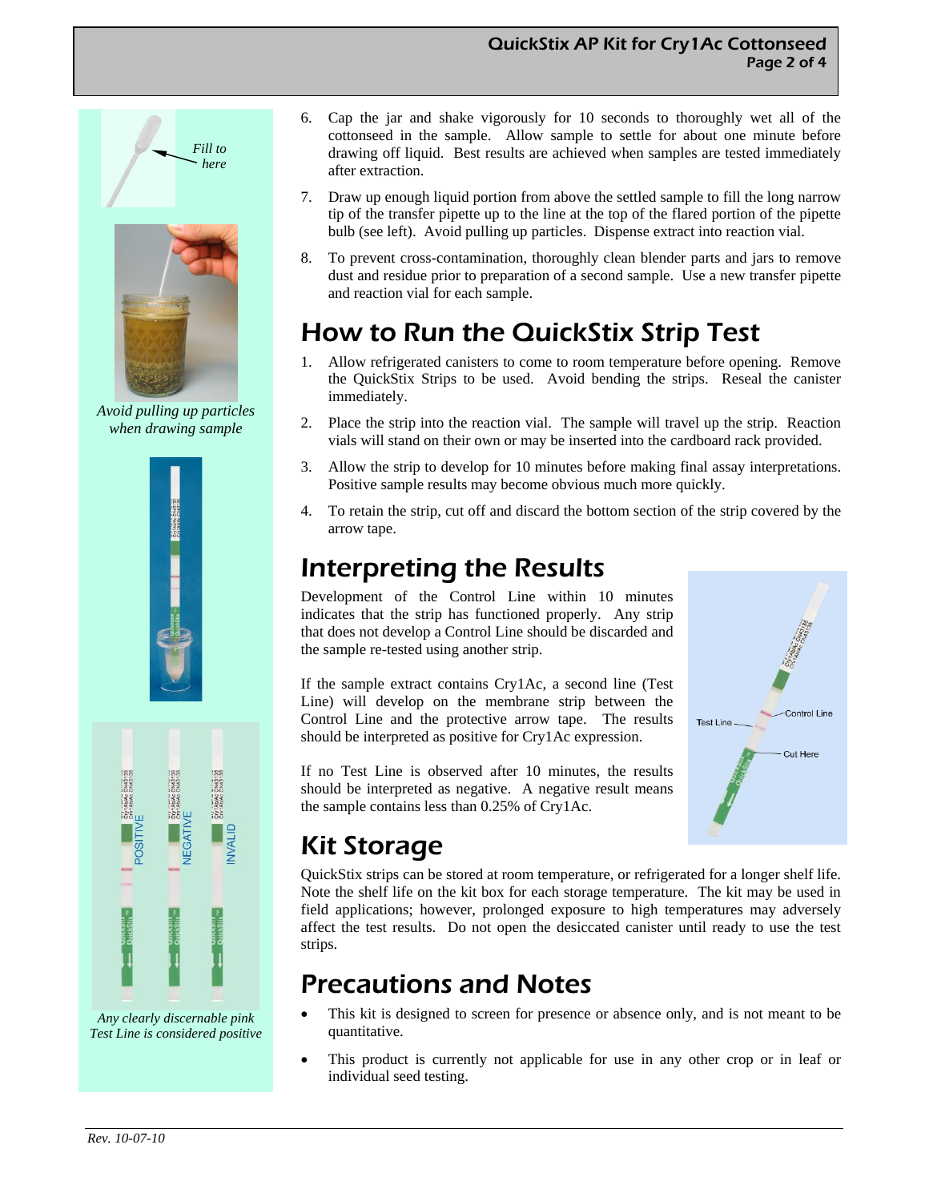Fill to here

*Avoid pulling up particles when drawing sample*

*Any clearly discernable pink Test Line is considered positive*

6. Cap the jar and shake vigorously for 10 seconds to thoroughly wet all of the cottonseed in the sample. Allow sample to settle for about one minute before drawing off liquid. Best results are achieved when samples are tested immediately after extraction.

7. Draw up enough liquid portion from above the settled sample to fill the long narrow tip of the transfer pipette up to the line at the top of the flared portion of the pipette bulb (see left). Avoid pulling up particles. Dispense extract into reaction vial.

8. To prevent cross-contamination, thoroughly clean blender parts and jars to remove dust and residue prior to preparation of a second sample. Use a new transfer pipette and reaction vial for each sample.

# How to Run the QuickStix Strip Test

1. Allow refrigerated canisters to come to room temperature before opening. Remove the QuickStix Strips to be used. Avoid bending the strips. Reseal the canister immediately.

2. Place the strip into the reaction vial. The sample will travel up the strip. Reaction vials will stand on their own or may be inserted into the cardboard rack provided.

3. Allow the strip to develop for 10 minutes before making final assay interpretations. Positive sample results may become obvious much more quickly.

4. To retain the strip, cut off and discard the bottom section of the strip covered by the arrow tape.

# Interpreting the Results

Development of the Control Line within 10 minutes indicates that the strip has functioned properly. Any strip that does not develop a Control Line should be discarded and the sample re-tested using another strip.

If the sample extract contains Cry1Ac, a second line (Test Line) will develop on the membrane strip between the Control Line and the protective arrow tape. The results should be interpreted as positive for Cry1Ac expression.

If no Test Line is observed after 10 minutes, the results should be interpreted as negative. A negative result means the sample contains less than 0.25% of Cry1Ac.

# Kit Storage

QuickStix strips can be stored at room temperature, or refrigerated for a longer shelf life. Note the shelf life on the kit box for each storage temperature. The kit may be used in field applications; however, prolonged exposure to high temperatures may adversely affect the test results. Do not open the desiccated canister until ready to use the test strips.

# Precautions and Notes

- This kit is designed to screen for presence or absence only, and is not meant to be quantitative.
- This product is currently not applicable for use in any other crop or in leaf or individual seed testing.

*Rev. 10-07-10*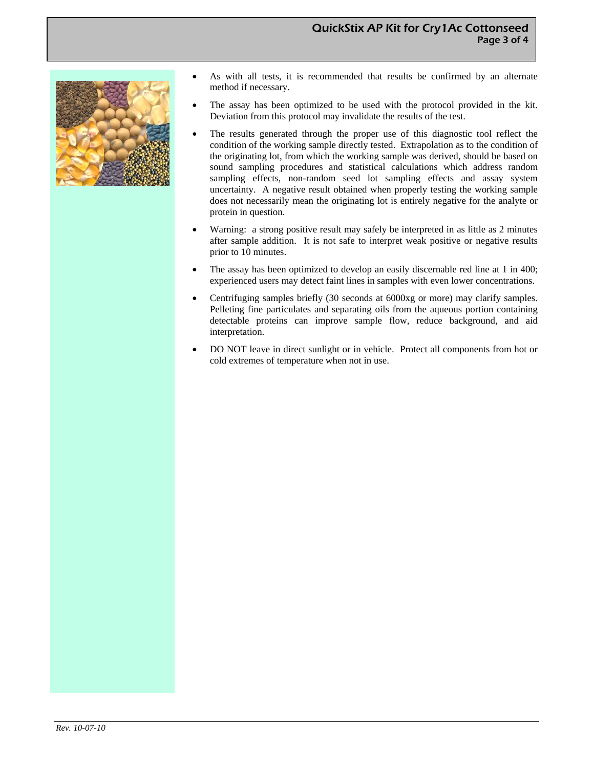- As with all tests, it is recommended that results be confirmed by an alternate method if necessary.
- The assay has been optimized to be used with the protocol provided in the kit. Deviation from this protocol may invalidate the results of the test.
- The results generated through the proper use of this diagnostic tool reflect the condition of the working sample directly tested. Extrapolation as to the condition of the originating lot, from which the working sample was derived, should be based on sound sampling procedures and statistical calculations which address random sampling effects, non-random seed lot sampling effects and assay system uncertainty. A negative result obtained when properly testing the working sample does not necessarily mean the originating lot is entirely negative for the analyte or protein in question.
- Warning: a strong positive result may safely be interpreted in as little as 2 minutes after sample addition. It is not safe to interpret weak positive or negative results prior to 10 minutes.
- The assay has been optimized to develop an easily discernable red line at 1 in 400; experienced users may detect faint lines in samples with even lower concentrations.
- Centrifuging samples briefly (30 seconds at 6000xg or more) may clarify samples. Pelleting fine particulates and separating oils from the aqueous portion containing detectable proteins can improve sample flow, reduce background, and aid interpretation.
- DO NOT leave in direct sunlight or in vehicle. Protect all components from hot or cold extremes of temperature when not in use.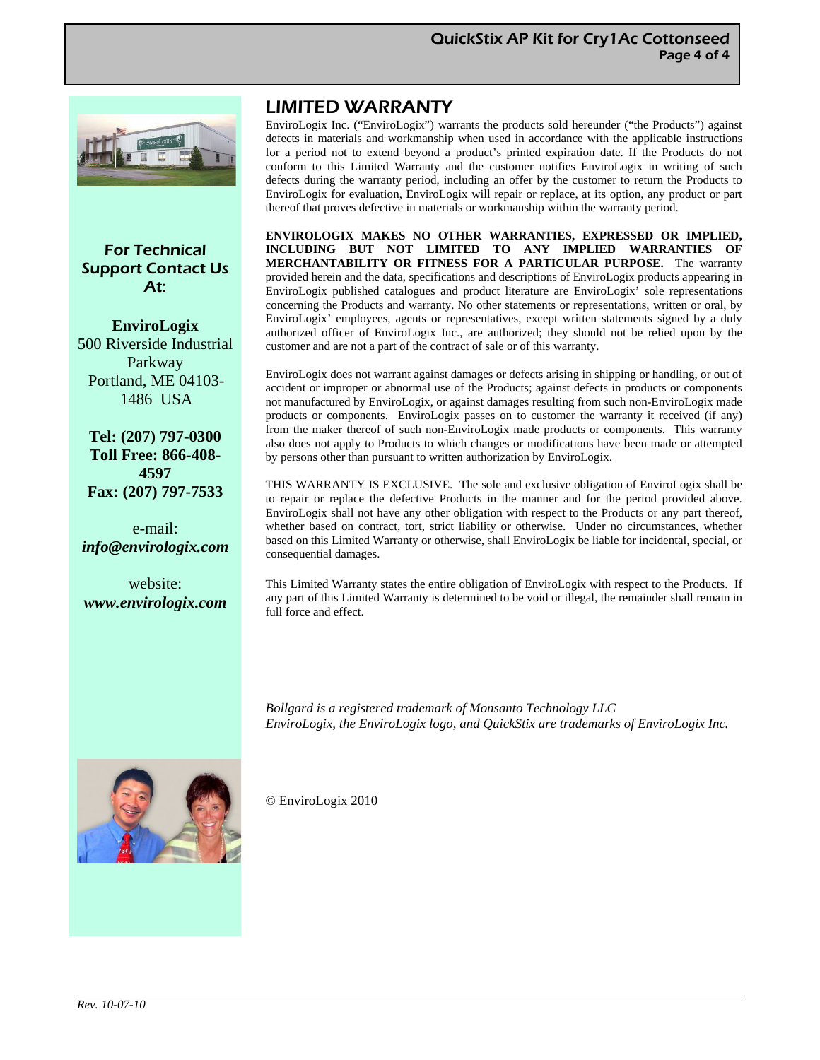**For Technical Support Contact Us At:**

**EnviroLogix**
500 Riverside Industrial Parkway
Portland, ME 04103-1486 USA

**Tel: (207) 797-0300**
**Toll Free: 866-408-4597**
**Fax: (207) 797-7533**

e-mail:
***info@envirologix.com***

website:
***www.envirologix.com***

## LIMITED WARRANTY

EnviroLogix Inc. ("EnviroLogix") warrants the products sold hereunder ("the Products") against defects in materials and workmanship when used in accordance with the applicable instructions for a period not to extend beyond a product's printed expiration date. If the Products do not conform to this Limited Warranty and the customer notifies EnviroLogix in writing of such defects during the warranty period, including an offer by the customer to return the Products to EnviroLogix for evaluation, EnviroLogix will repair or replace, at its option, any product or part thereof that proves defective in materials or workmanship within the warranty period.

**ENVIROLOGIX MAKES NO OTHER WARRANTIES, EXPRESSED OR IMPLIED, INCLUDING BUT NOT LIMITED TO ANY IMPLIED WARRANTIES OF MERCHANTABILITY OR FITNESS FOR A PARTICULAR PURPOSE.** The warranty provided herein and the data, specifications and descriptions of EnviroLogix products appearing in EnviroLogix published catalogues and product literature are EnviroLogix' sole representations concerning the Products and warranty. No other statements or representations, written or oral, by EnviroLogix' employees, agents or representatives, except written statements signed by a duly authorized officer of EnviroLogix Inc., are authorized; they should not be relied upon by the customer and are not a part of the contract of sale or of this warranty.

EnviroLogix does not warrant against damages or defects arising in shipping or handling, or out of accident or improper or abnormal use of the Products; against defects in products or components not manufactured by EnviroLogix, or against damages resulting from such non-EnviroLogix made products or components. EnviroLogix passes on to customer the warranty it received (if any) from the maker thereof of such non-EnviroLogix made products or components. This warranty also does not apply to Products to which changes or modifications have been made or attempted by persons other than pursuant to written authorization by EnviroLogix.

THIS WARRANTY IS EXCLUSIVE. The sole and exclusive obligation of EnviroLogix shall be to repair or replace the defective Products in the manner and for the period provided above. EnviroLogix shall not have any other obligation with respect to the Products or any part thereof, whether based on contract, tort, strict liability or otherwise. Under no circumstances, whether based on this Limited Warranty or otherwise, shall EnviroLogix be liable for incidental, special, or consequential damages.

This Limited Warranty states the entire obligation of EnviroLogix with respect to the Products. If any part of this Limited Warranty is determined to be void or illegal, the remainder shall remain in full force and effect.

*Bollgard is a registered trademark of Monsanto Technology LLC*
*EnviroLogix, the EnviroLogix logo, and QuickStix are trademarks of EnviroLogix Inc.*

© EnviroLogix 2010

*Rev. 10-07-10*